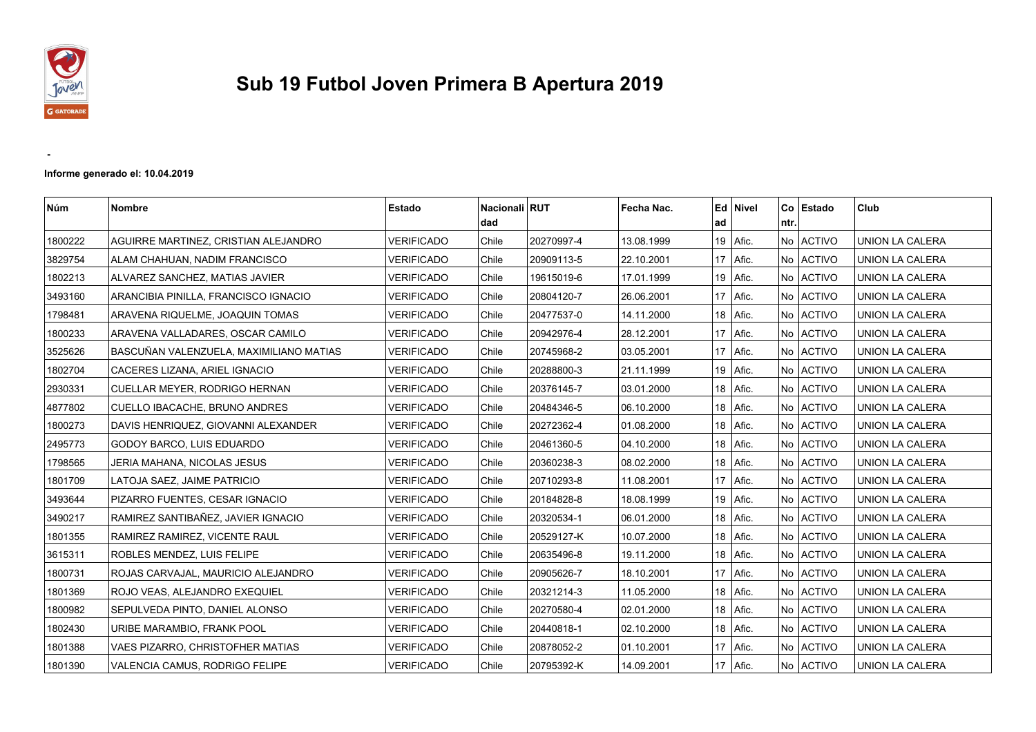# Sub 19 Futbol Joven Primera B Apertura 2019

-

**Informe generado el: 10.04.2019**

| Núm | Nombre | Estado | Nacionalidad | RUT | Fecha Nac. | Edad | Nivel | Contr. | Estado | Club |
|---|---|---|---|---|---|---|---|---|---|---|
| 1800222 | AGUIRRE MARTINEZ, CRISTIAN ALEJANDRO | VERIFICADO | Chile | 20270997-4 | 13.08.1999 | 19 | Afic. | No | ACTIVO | UNION LA CALERA |
| 3829754 | ALAM CHAHUAN, NADIM FRANCISCO | VERIFICADO | Chile | 20909113-5 | 22.10.2001 | 17 | Afic. | No | ACTIVO | UNION LA CALERA |
| 1802213 | ALVAREZ SANCHEZ, MATIAS JAVIER | VERIFICADO | Chile | 19615019-6 | 17.01.1999 | 19 | Afic. | No | ACTIVO | UNION LA CALERA |
| 3493160 | ARANCIBIA PINILLA, FRANCISCO IGNACIO | VERIFICADO | Chile | 20804120-7 | 26.06.2001 | 17 | Afic. | No | ACTIVO | UNION LA CALERA |
| 1798481 | ARAVENA RIQUELME, JOAQUIN TOMAS | VERIFICADO | Chile | 20477537-0 | 14.11.2000 | 18 | Afic. | No | ACTIVO | UNION LA CALERA |
| 1800233 | ARAVENA VALLADARES, OSCAR CAMILO | VERIFICADO | Chile | 20942976-4 | 28.12.2001 | 17 | Afic. | No | ACTIVO | UNION LA CALERA |
| 3525626 | BASCUÑAN VALENZUELA, MAXIMILIANO MATIAS | VERIFICADO | Chile | 20745968-2 | 03.05.2001 | 17 | Afic. | No | ACTIVO | UNION LA CALERA |
| 1802704 | CACERES LIZANA, ARIEL IGNACIO | VERIFICADO | Chile | 20288800-3 | 21.11.1999 | 19 | Afic. | No | ACTIVO | UNION LA CALERA |
| 2930331 | CUELLAR MEYER, RODRIGO HERNAN | VERIFICADO | Chile | 20376145-7 | 03.01.2000 | 18 | Afic. | No | ACTIVO | UNION LA CALERA |
| 4877802 | CUELLO IBACACHE, BRUNO ANDRES | VERIFICADO | Chile | 20484346-5 | 06.10.2000 | 18 | Afic. | No | ACTIVO | UNION LA CALERA |
| 1800273 | DAVIS HENRIQUEZ, GIOVANNI ALEXANDER | VERIFICADO | Chile | 20272362-4 | 01.08.2000 | 18 | Afic. | No | ACTIVO | UNION LA CALERA |
| 2495773 | GODOY BARCO, LUIS EDUARDO | VERIFICADO | Chile | 20461360-5 | 04.10.2000 | 18 | Afic. | No | ACTIVO | UNION LA CALERA |
| 1798565 | JERIA MAHANA, NICOLAS JESUS | VERIFICADO | Chile | 20360238-3 | 08.02.2000 | 18 | Afic. | No | ACTIVO | UNION LA CALERA |
| 1801709 | LATOJA SAEZ, JAIME PATRICIO | VERIFICADO | Chile | 20710293-8 | 11.08.2001 | 17 | Afic. | No | ACTIVO | UNION LA CALERA |
| 3493644 | PIZARRO FUENTES, CESAR IGNACIO | VERIFICADO | Chile | 20184828-8 | 18.08.1999 | 19 | Afic. | No | ACTIVO | UNION LA CALERA |
| 3490217 | RAMIREZ SANTIBAÑEZ, JAVIER IGNACIO | VERIFICADO | Chile | 20320534-1 | 06.01.2000 | 18 | Afic. | No | ACTIVO | UNION LA CALERA |
| 1801355 | RAMIREZ RAMIREZ, VICENTE RAUL | VERIFICADO | Chile | 20529127-K | 10.07.2000 | 18 | Afic. | No | ACTIVO | UNION LA CALERA |
| 3615311 | ROBLES MENDEZ, LUIS FELIPE | VERIFICADO | Chile | 20635496-8 | 19.11.2000 | 18 | Afic. | No | ACTIVO | UNION LA CALERA |
| 1800731 | ROJAS CARVAJAL, MAURICIO ALEJANDRO | VERIFICADO | Chile | 20905626-7 | 18.10.2001 | 17 | Afic. | No | ACTIVO | UNION LA CALERA |
| 1801369 | ROJO VEAS, ALEJANDRO EXEQUIEL | VERIFICADO | Chile | 20321214-3 | 11.05.2000 | 18 | Afic. | No | ACTIVO | UNION LA CALERA |
| 1800982 | SEPULVEDA PINTO, DANIEL ALONSO | VERIFICADO | Chile | 20270580-4 | 02.01.2000 | 18 | Afic. | No | ACTIVO | UNION LA CALERA |
| 1802430 | URIBE MARAMBIO, FRANK POOL | VERIFICADO | Chile | 20440818-1 | 02.10.2000 | 18 | Afic. | No | ACTIVO | UNION LA CALERA |
| 1801388 | VAES PIZARRO, CHRISTOFHER MATIAS | VERIFICADO | Chile | 20878052-2 | 01.10.2001 | 17 | Afic. | No | ACTIVO | UNION LA CALERA |
| 1801390 | VALENCIA CAMUS, RODRIGO FELIPE | VERIFICADO | Chile | 20795392-K | 14.09.2001 | 17 | Afic. | No | ACTIVO | UNION LA CALERA |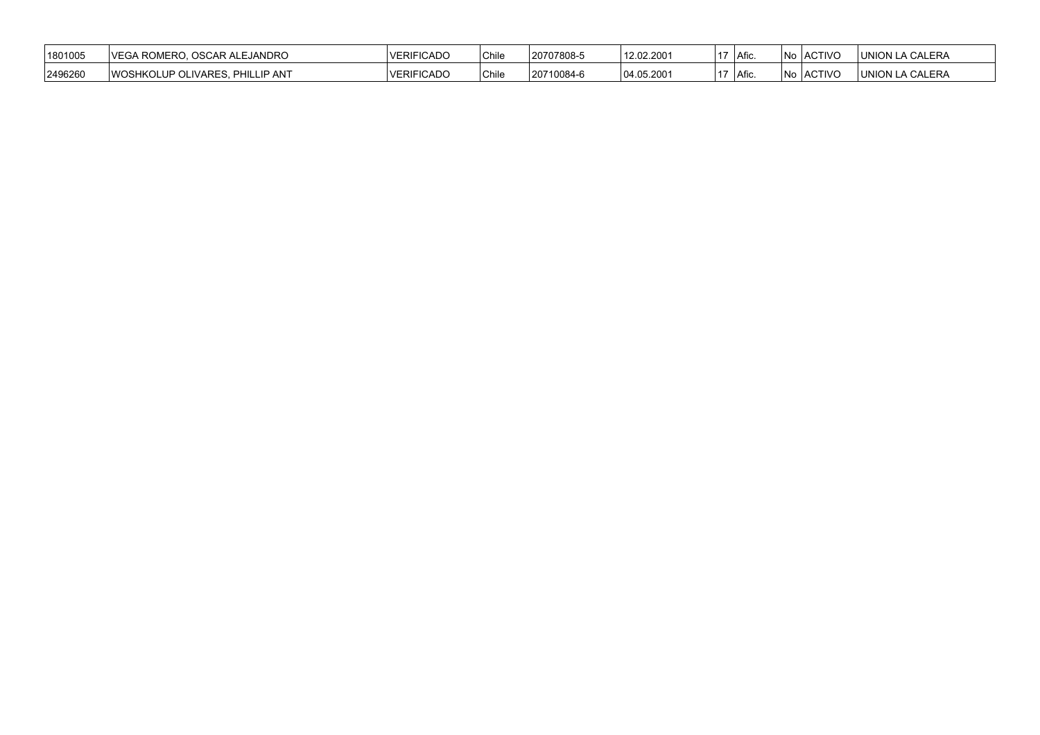| | | | | | | | | | | |
|---|---|---|---|---|---|---|---|---|---|---|
| 1801005 | VEGA ROMERO, OSCAR ALEJANDRO | VERIFICADO | Chile | 20707808-5 | 12.02.2001 | 17 | Afic. | No | ACTIVO | UNION LA CALERA |
| 2496260 | WOSHKOLUP OLIVARES, PHILLIP ANT | VERIFICADO | Chile | 20710084-6 | 04.05.2001 | 17 | Afic. | No | ACTIVO | UNION LA CALERA |